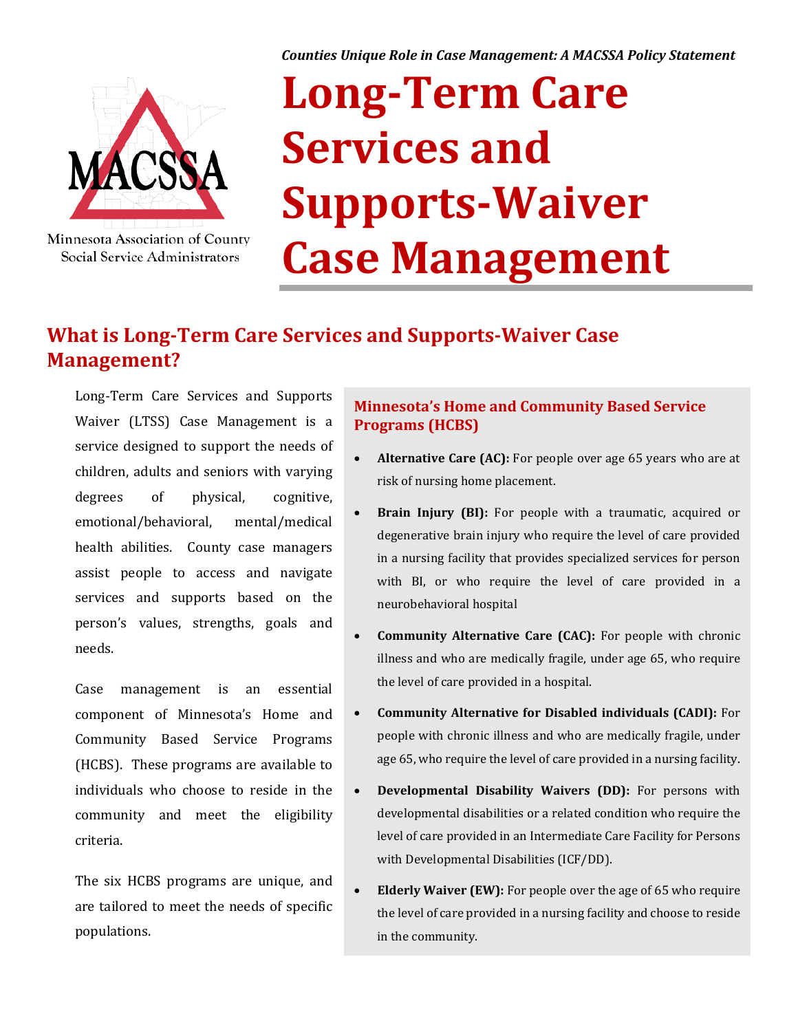*Counties Unique Role in Case Management: A MACSSA Policy Statement*

Minnesota Association of County Social Service Administrators

# Long-Term Care Services and Supports-Waiver Case Management

## What is Long-Term Care Services and Supports-Waiver Case Management?

Long-Term Care Services and Supports Waiver (LTSS) Case Management is a service designed to support the needs of children, adults and seniors with varying degrees of physical, cognitive, emotional/behavioral, mental/medical health abilities. County case managers assist people to access and navigate services and supports based on the person's values, strengths, goals and needs.

Case management is an essential component of Minnesota's Home and Community Based Service Programs (HCBS). These programs are available to individuals who choose to reside in the community and meet the eligibility criteria.

The six HCBS programs are unique, and are tailored to meet the needs of specific populations.

### Minnesota's Home and Community Based Service Programs (HCBS)

- **Alternative Care (AC):** For people over age 65 years who are at risk of nursing home placement.
- **Brain Injury (BI):** For people with a traumatic, acquired or degenerative brain injury who require the level of care provided in a nursing facility that provides specialized services for person with BI, or who require the level of care provided in a neurobehavioral hospital
- **Community Alternative Care (CAC):** For people with chronic illness and who are medically fragile, under age 65, who require the level of care provided in a hospital.
- **Community Alternative for Disabled individuals (CADI):** For people with chronic illness and who are medically fragile, under age 65, who require the level of care provided in a nursing facility.
- **Developmental Disability Waivers (DD):** For persons with developmental disabilities or a related condition who require the level of care provided in an Intermediate Care Facility for Persons with Developmental Disabilities (ICF/DD).
- **Elderly Waiver (EW):** For people over the age of 65 who require the level of care provided in a nursing facility and choose to reside in the community.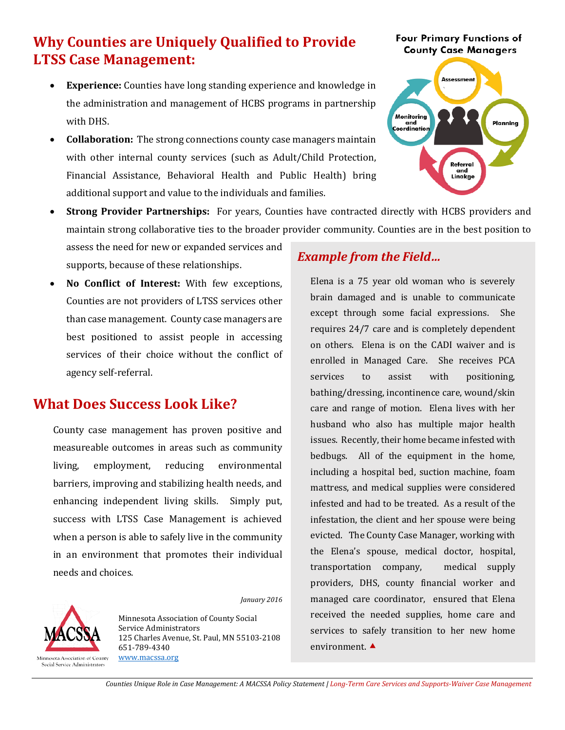## Why Counties are Uniquely Qualified to Provide LTSS Case Management:

Four Primary Functions of County Case Managers

Assessment

Planning

Referral and Linakge

Monitoring and Coordination

- **Experience:** Counties have long standing experience and knowledge in the administration and management of HCBS programs in partnership with DHS.
- **Collaboration:** The strong connections county case managers maintain with other internal county services (such as Adult/Child Protection, Financial Assistance, Behavioral Health and Public Health) bring additional support and value to the individuals and families.
- **Strong Provider Partnerships:** For years, Counties have contracted directly with HCBS providers and maintain strong collaborative ties to the broader provider community. Counties are in the best position to assess the need for new or expanded services and supports, because of these relationships.
- **No Conflict of Interest:** With few exceptions, Counties are not providers of LTSS services other than case management. County case managers are best positioned to assist people in accessing services of their choice without the conflict of agency self-referral.

## What Does Success Look Like?

County case management has proven positive and measureable outcomes in areas such as community living, employment, reducing environmental barriers, improving and stabilizing health needs, and enhancing independent living skills. Simply put, success with LTSS Case Management is achieved when a person is able to safely live in the community in an environment that promotes their individual needs and choices.

### *Example from the Field…*

Elena is a 75 year old woman who is severely brain damaged and is unable to communicate except through some facial expressions. She requires 24/7 care and is completely dependent on others. Elena is on the CADI waiver and is enrolled in Managed Care. She receives PCA services to assist with positioning, bathing/dressing, incontinence care, wound/skin care and range of motion. Elena lives with her husband who also has multiple major health issues. Recently, their home became infested with bedbugs. All of the equipment in the home, including a hospital bed, suction machine, foam mattress, and medical supplies were considered infested and had to be treated. As a result of the infestation, the client and her spouse were being evicted. The County Case Manager, working with the Elena's spouse, medical doctor, hospital, transportation company, medical supply providers, DHS, county financial worker and managed care coordinator, ensured that Elena received the needed supplies, home care and services to safely transition to her new home environment. ▲

*January 2016*

MACSSA
Minnesota Association of County Social Service Administrators

Minnesota Association of County Social Service Administrators
125 Charles Avenue, St. Paul, MN 55103-2108
651-789-4340
www.macssa.org